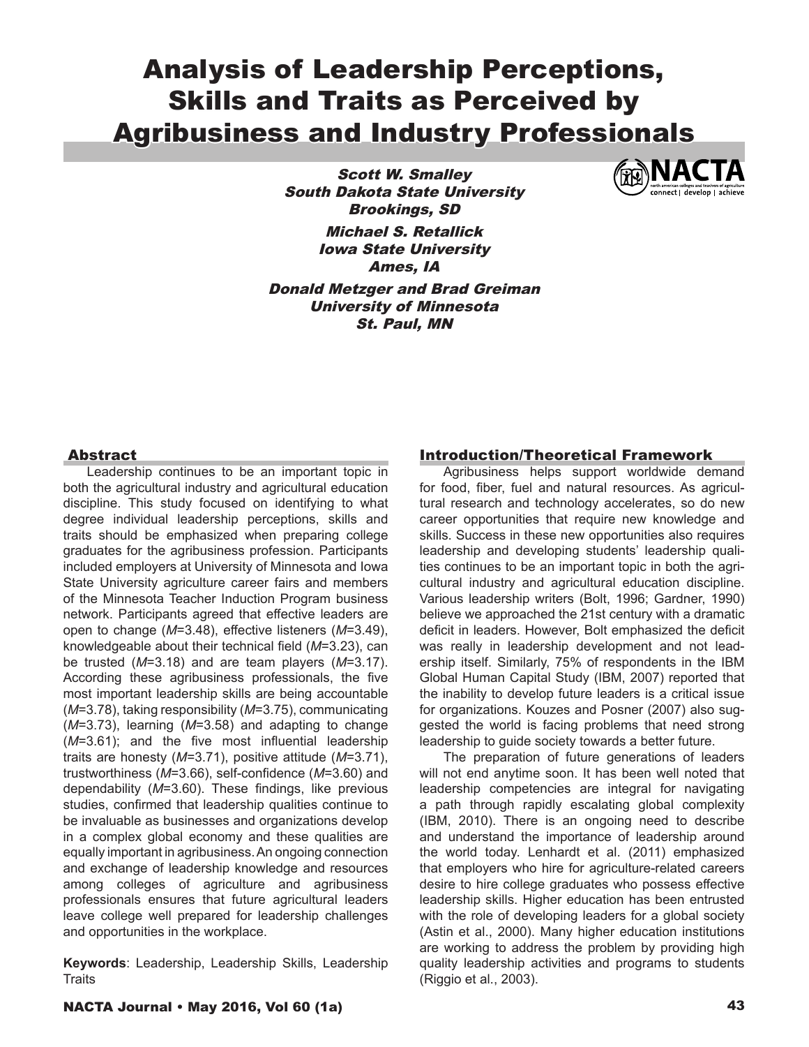# Analysis of Leadership Perceptions, Skills and Traits as Perceived by Agribusiness and Industry Professionals

***Scott W. Smalley***
***South Dakota State University***
***Brookings, SD***

***Michael S. Retallick***
***Iowa State University***
***Ames, IA***

***Donald Metzger and Brad Greiman***
***University of Minnesota***
***St. Paul, MN***

## Abstract

Leadership continues to be an important topic in both the agricultural industry and agricultural education discipline. This study focused on identifying to what degree individual leadership perceptions, skills and traits should be emphasized when preparing college graduates for the agribusiness profession. Participants included employers at University of Minnesota and Iowa State University agriculture career fairs and members of the Minnesota Teacher Induction Program business network. Participants agreed that effective leaders are open to change (*M*=3.48), effective listeners (*M*=3.49), knowledgeable about their technical field (*M*=3.23), can be trusted (*M*=3.18) and are team players (*M*=3.17). According these agribusiness professionals, the five most important leadership skills are being accountable (*M*=3.78), taking responsibility (*M*=3.75), communicating (*M*=3.73), learning (*M*=3.58) and adapting to change (*M*=3.61); and the five most influential leadership traits are honesty (*M*=3.71), positive attitude (*M*=3.71), trustworthiness (*M*=3.66), self-confidence (*M*=3.60) and dependability (*M*=3.60). These findings, like previous studies, confirmed that leadership qualities continue to be invaluable as businesses and organizations develop in a complex global economy and these qualities are equally important in agribusiness. An ongoing connection and exchange of leadership knowledge and resources among colleges of agriculture and agribusiness professionals ensures that future agricultural leaders leave college well prepared for leadership challenges and opportunities in the workplace.

**Keywords**: Leadership, Leadership Skills, Leadership Traits

## Introduction/Theoretical Framework

Agribusiness helps support worldwide demand for food, fiber, fuel and natural resources. As agricultural research and technology accelerates, so do new career opportunities that require new knowledge and skills. Success in these new opportunities also requires leadership and developing students' leadership qualities continues to be an important topic in both the agricultural industry and agricultural education discipline. Various leadership writers (Bolt, 1996; Gardner, 1990) believe we approached the 21st century with a dramatic deficit in leaders. However, Bolt emphasized the deficit was really in leadership development and not leadership itself. Similarly, 75% of respondents in the IBM Global Human Capital Study (IBM, 2007) reported that the inability to develop future leaders is a critical issue for organizations. Kouzes and Posner (2007) also suggested the world is facing problems that need strong leadership to guide society towards a better future.

The preparation of future generations of leaders will not end anytime soon. It has been well noted that leadership competencies are integral for navigating a path through rapidly escalating global complexity (IBM, 2010). There is an ongoing need to describe and understand the importance of leadership around the world today. Lenhardt et al. (2011) emphasized that employers who hire for agriculture-related careers desire to hire college graduates who possess effective leadership skills. Higher education has been entrusted with the role of developing leaders for a global society (Astin et al., 2000). Many higher education institutions are working to address the problem by providing high quality leadership activities and programs to students (Riggio et al., 2003).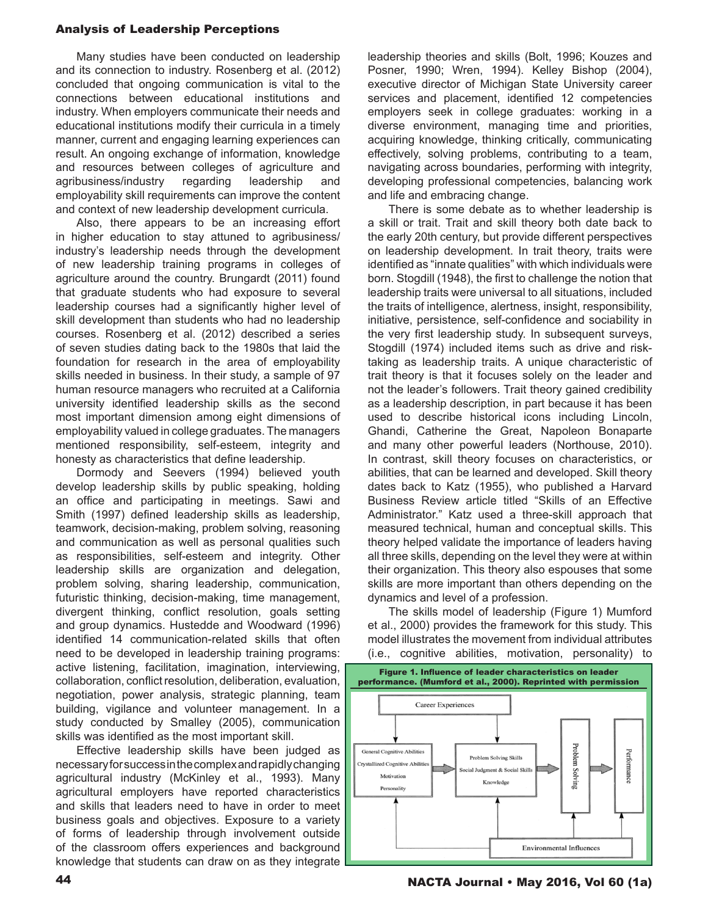Many studies have been conducted on leadership and its connection to industry. Rosenberg et al. (2012) concluded that ongoing communication is vital to the connections between educational institutions and industry. When employers communicate their needs and educational institutions modify their curricula in a timely manner, current and engaging learning experiences can result. An ongoing exchange of information, knowledge and resources between colleges of agriculture and agribusiness/industry regarding leadership and employability skill requirements can improve the content and context of new leadership development curricula.

Also, there appears to be an increasing effort in higher education to stay attuned to agribusiness/industry's leadership needs through the development of new leadership training programs in colleges of agriculture around the country. Brungardt (2011) found that graduate students who had exposure to several leadership courses had a significantly higher level of skill development than students who had no leadership courses. Rosenberg et al. (2012) described a series of seven studies dating back to the 1980s that laid the foundation for research in the area of employability skills needed in business. In their study, a sample of 97 human resource managers who recruited at a California university identified leadership skills as the second most important dimension among eight dimensions of employability valued in college graduates. The managers mentioned responsibility, self-esteem, integrity and honesty as characteristics that define leadership.

Dormody and Seevers (1994) believed youth develop leadership skills by public speaking, holding an office and participating in meetings. Sawi and Smith (1997) defined leadership skills as leadership, teamwork, decision-making, problem solving, reasoning and communication as well as personal qualities such as responsibilities, self-esteem and integrity. Other leadership skills are organization and delegation, problem solving, sharing leadership, communication, futuristic thinking, decision-making, time management, divergent thinking, conflict resolution, goals setting and group dynamics. Hustedde and Woodward (1996) identified 14 communication-related skills that often need to be developed in leadership training programs: active listening, facilitation, imagination, interviewing, collaboration, conflict resolution, deliberation, evaluation, negotiation, power analysis, strategic planning, team building, vigilance and volunteer management. In a study conducted by Smalley (2005), communication skills was identified as the most important skill.

Effective leadership skills have been judged as necessary for success in the complex and rapidly changing agricultural industry (McKinley et al., 1993). Many agricultural employers have reported characteristics and skills that leaders need to have in order to meet business goals and objectives. Exposure to a variety of forms of leadership through involvement outside of the classroom offers experiences and background knowledge that students can draw on as they integrate leadership theories and skills (Bolt, 1996; Kouzes and Posner, 1990; Wren, 1994). Kelley Bishop (2004), executive director of Michigan State University career services and placement, identified 12 competencies employers seek in college graduates: working in a diverse environment, managing time and priorities, acquiring knowledge, thinking critically, communicating effectively, solving problems, contributing to a team, navigating across boundaries, performing with integrity, developing professional competencies, balancing work and life and embracing change.

There is some debate as to whether leadership is a skill or trait. Trait and skill theory both date back to the early 20th century, but provide different perspectives on leadership development. In trait theory, traits were identified as "innate qualities" with which individuals were born. Stogdill (1948), the first to challenge the notion that leadership traits were universal to all situations, included the traits of intelligence, alertness, insight, responsibility, initiative, persistence, self-confidence and sociability in the very first leadership study. In subsequent surveys, Stogdill (1974) included items such as drive and risk-taking as leadership traits. A unique characteristic of trait theory is that it focuses solely on the leader and not the leader's followers. Trait theory gained credibility as a leadership description, in part because it has been used to describe historical icons including Lincoln, Ghandi, Catherine the Great, Napoleon Bonaparte and many other powerful leaders (Northouse, 2010). In contrast, skill theory focuses on characteristics, or abilities, that can be learned and developed. Skill theory dates back to Katz (1955), who published a Harvard Business Review article titled "Skills of an Effective Administrator." Katz used a three-skill approach that measured technical, human and conceptual skills. This theory helped validate the importance of leaders having all three skills, depending on the level they were at within their organization. This theory also espouses that some skills are more important than others depending on the dynamics and level of a profession.

The skills model of leadership (Figure 1) Mumford et al., 2000) provides the framework for this study. This model illustrates the movement from individual attributes (i.e., cognitive abilities, motivation, personality) to

**Figure 1. Influence of leader characteristics on leader performance. (Mumford et al., 2000). Reprinted with permission**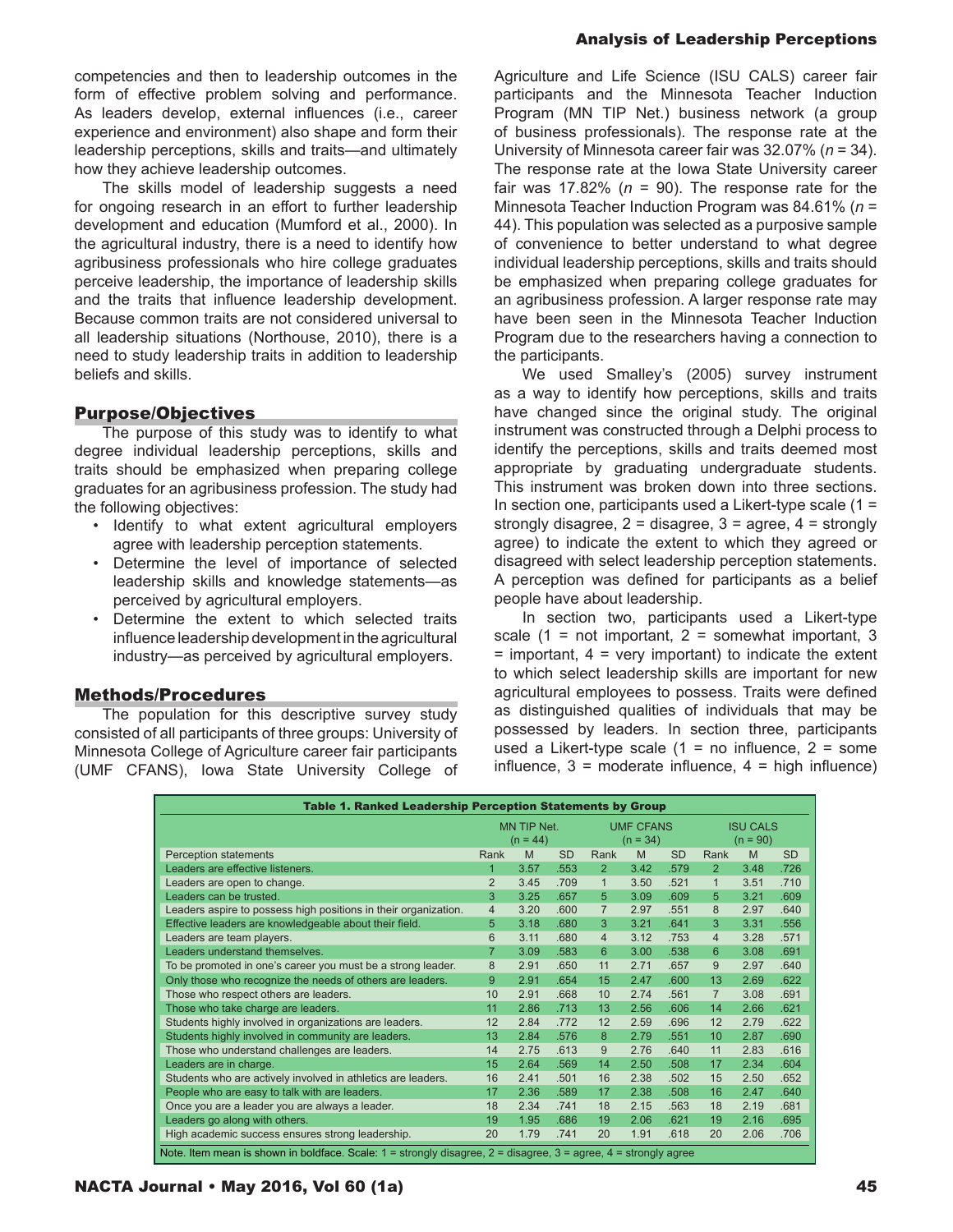competencies and then to leadership outcomes in the form of effective problem solving and performance. As leaders develop, external influences (i.e., career experience and environment) also shape and form their leadership perceptions, skills and traits—and ultimately how they achieve leadership outcomes.

The skills model of leadership suggests a need for ongoing research in an effort to further leadership development and education (Mumford et al., 2000). In the agricultural industry, there is a need to identify how agribusiness professionals who hire college graduates perceive leadership, the importance of leadership skills and the traits that influence leadership development. Because common traits are not considered universal to all leadership situations (Northouse, 2010), there is a need to study leadership traits in addition to leadership beliefs and skills.

## Purpose/Objectives

The purpose of this study was to identify to what degree individual leadership perceptions, skills and traits should be emphasized when preparing college graduates for an agribusiness profession. The study had the following objectives:

- Identify to what extent agricultural employers agree with leadership perception statements.
- Determine the level of importance of selected leadership skills and knowledge statements—as perceived by agricultural employers.
- Determine the extent to which selected traits influence leadership development in the agricultural industry—as perceived by agricultural employers.

## Methods/Procedures

The population for this descriptive survey study consisted of all participants of three groups: University of Minnesota College of Agriculture career fair participants (UMF CFANS), Iowa State University College of Agriculture and Life Science (ISU CALS) career fair participants and the Minnesota Teacher Induction Program (MN TIP Net.) business network (a group of business professionals). The response rate at the University of Minnesota career fair was 32.07% (*n* = 34). The response rate at the Iowa State University career fair was 17.82% (*n* = 90). The response rate for the Minnesota Teacher Induction Program was 84.61% (*n* = 44). This population was selected as a purposive sample of convenience to better understand to what degree individual leadership perceptions, skills and traits should be emphasized when preparing college graduates for an agribusiness profession. A larger response rate may have been seen in the Minnesota Teacher Induction Program due to the researchers having a connection to the participants.

We used Smalley's (2005) survey instrument as a way to identify how perceptions, skills and traits have changed since the original study. The original instrument was constructed through a Delphi process to identify the perceptions, skills and traits deemed most appropriate by graduating undergraduate students. This instrument was broken down into three sections. In section one, participants used a Likert-type scale (1 = strongly disagree, 2 = disagree, 3 = agree, 4 = strongly agree) to indicate the extent to which they agreed or disagreed with select leadership perception statements. A perception was defined for participants as a belief people have about leadership.

In section two, participants used a Likert-type scale (1 = not important, 2 = somewhat important, 3 = important, 4 = very important) to indicate the extent to which select leadership skills are important for new agricultural employees to possess. Traits were defined as distinguished qualities of individuals that may be possessed by leaders. In section three, participants used a Likert-type scale (1 = no influence, 2 = some influence, 3 = moderate influence, 4 = high influence)

**Table 1. Ranked Leadership Perception Statements by Group**

| | MN TIP Net. (n = 44) | | | UMF CFANS (n = 34) | | | ISU CALS (n = 90) | | |
|---|---|---|---|---|---|---|---|---|---|
| Perception statements | Rank | M | SD | Rank | M | SD | Rank | M | SD |
| Leaders are effective listeners. | 1 | 3.57 | .553 | 2 | 3.42 | .579 | 2 | 3.48 | .726 |
| Leaders are open to change. | 2 | 3.45 | .709 | 1 | 3.50 | .521 | 1 | 3.51 | .710 |
| Leaders can be trusted. | 3 | 3.25 | .657 | 5 | 3.09 | .609 | 5 | 3.21 | .609 |
| Leaders aspire to possess high positions in their organization. | 4 | 3.20 | .600 | 7 | 2.97 | .551 | 8 | 2.97 | .640 |
| Effective leaders are knowledgeable about their field. | 5 | 3.18 | .680 | 3 | 3.21 | .641 | 3 | 3.31 | .556 |
| Leaders are team players. | 6 | 3.11 | .680 | 4 | 3.12 | .753 | 4 | 3.28 | .571 |
| Leaders understand themselves. | 7 | 3.09 | .583 | 6 | 3.00 | .538 | 6 | 3.08 | .691 |
| To be promoted in one's career you must be a strong leader. | 8 | 2.91 | .650 | 11 | 2.71 | .657 | 9 | 2.97 | .640 |
| Only those who recognize the needs of others are leaders. | 9 | 2.91 | .654 | 15 | 2.47 | .600 | 13 | 2.69 | .622 |
| Those who respect others are leaders. | 10 | 2.91 | .668 | 10 | 2.74 | .561 | 7 | 3.08 | .691 |
| Those who take charge are leaders. | 11 | 2.86 | .713 | 13 | 2.56 | .606 | 14 | 2.66 | .621 |
| Students highly involved in organizations are leaders. | 12 | 2.84 | .772 | 12 | 2.59 | .696 | 12 | 2.79 | .622 |
| Students highly involved in community are leaders. | 13 | 2.84 | .576 | 8 | 2.79 | .551 | 10 | 2.87 | .690 |
| Those who understand challenges are leaders. | 14 | 2.75 | .613 | 9 | 2.76 | .640 | 11 | 2.83 | .616 |
| Leaders are in charge. | 15 | 2.64 | .569 | 14 | 2.50 | .508 | 17 | 2.34 | .604 |
| Students who are actively involved in athletics are leaders. | 16 | 2.41 | .501 | 16 | 2.38 | .502 | 15 | 2.50 | .652 |
| People who are easy to talk with are leaders. | 17 | 2.36 | .589 | 17 | 2.38 | .508 | 16 | 2.47 | .640 |
| Once you are a leader you are always a leader. | 18 | 2.34 | .741 | 18 | 2.15 | .563 | 18 | 2.19 | .681 |
| Leaders go along with others. | 19 | 1.95 | .686 | 19 | 2.06 | .621 | 19 | 2.16 | .695 |
| High academic success ensures strong leadership. | 20 | 1.79 | .741 | 20 | 1.91 | .618 | 20 | 2.06 | .706 |

Note. Item mean is shown in boldface. Scale: 1 = strongly disagree, 2 = disagree, 3 = agree, 4 = strongly agree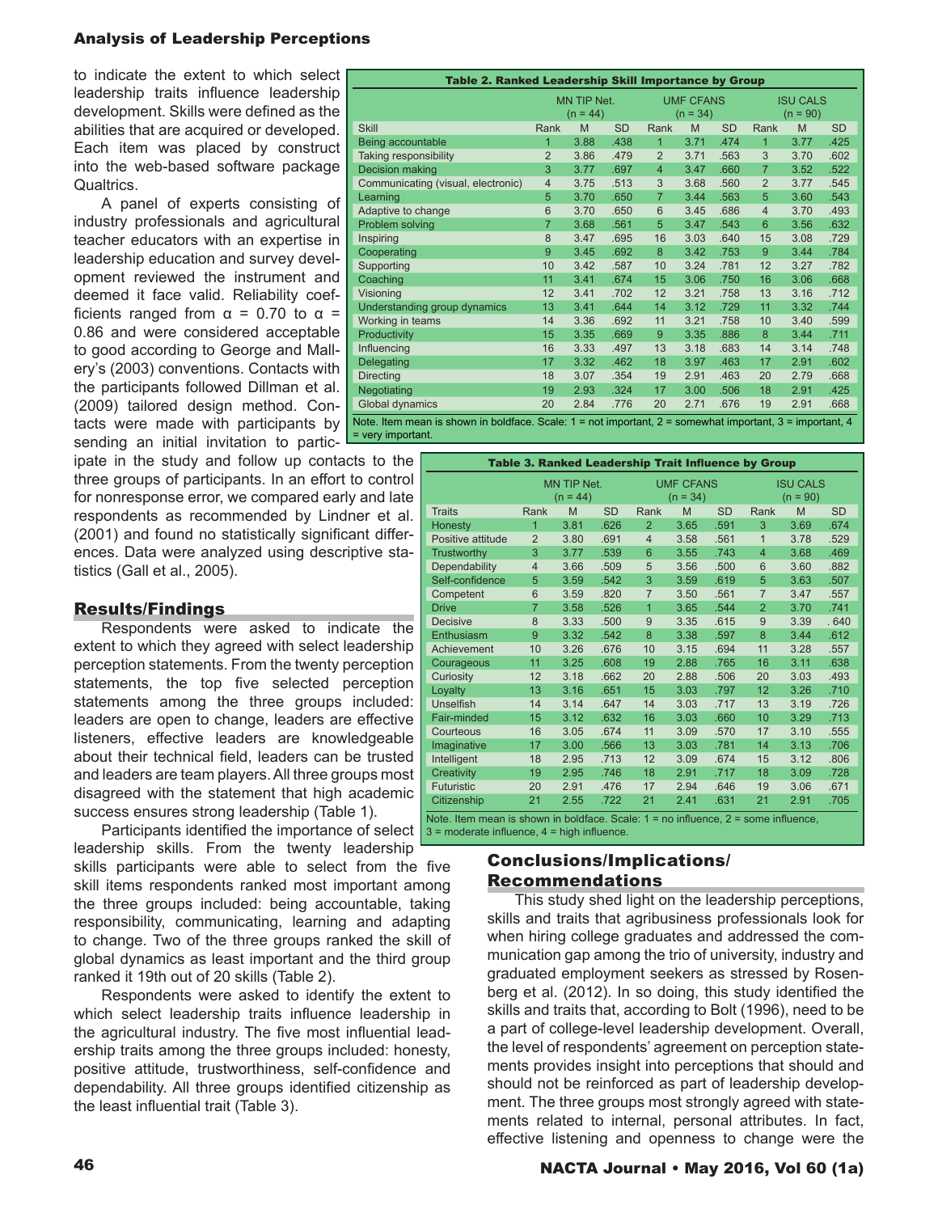to indicate the extent to which select leadership traits influence leadership development. Skills were defined as the abilities that are acquired or developed. Each item was placed by construct into the web-based software package Qualtrics.

A panel of experts consisting of industry professionals and agricultural teacher educators with an expertise in leadership education and survey development reviewed the instrument and deemed it face valid. Reliability coefficients ranged from α = 0.70 to α = 0.86 and were considered acceptable to good according to George and Mallery's (2003) conventions. Contacts with the participants followed Dillman et al. (2009) tailored design method. Contacts were made with participants by sending an initial invitation to participate in the study and follow up contacts to the three groups of participants. In an effort to control for nonresponse error, we compared early and late respondents as recommended by Lindner et al. (2001) and found no statistically significant differences. Data were analyzed using descriptive statistics (Gall et al., 2005).

**Table 2. Ranked Leadership Skill Importance by Group**

| | MN TIP Net. (n = 44) | | | UMF CFANS (n = 34) | | | ISU CALS (n = 90) | | |
|---|---|---|---|---|---|---|---|---|---|
| Skill | Rank | M | SD | Rank | M | SD | Rank | M | SD |
| Being accountable | 1 | 3.88 | .438 | 1 | 3.71 | .474 | 1 | 3.77 | .425 |
| Taking responsibility | 2 | 3.86 | .479 | 2 | 3.71 | .563 | 3 | 3.70 | .602 |
| Decision making | 3 | 3.77 | .697 | 4 | 3.47 | .660 | 7 | 3.52 | .522 |
| Communicating (visual, electronic) | 4 | 3.75 | .513 | 3 | 3.68 | .560 | 2 | 3.77 | .545 |
| Learning | 5 | 3.70 | .650 | 7 | 3.44 | .563 | 5 | 3.60 | .543 |
| Adaptive to change | 6 | 3.70 | .650 | 6 | 3.45 | .686 | 4 | 3.70 | .493 |
| Problem solving | 7 | 3.68 | .561 | 5 | 3.47 | .543 | 6 | 3.56 | .632 |
| Inspiring | 8 | 3.47 | .695 | 16 | 3.03 | .640 | 15 | 3.08 | .729 |
| Cooperating | 9 | 3.45 | .692 | 8 | 3.42 | .753 | 9 | 3.44 | .784 |
| Supporting | 10 | 3.42 | .587 | 10 | 3.24 | .781 | 12 | 3.27 | .782 |
| Coaching | 11 | 3.41 | .674 | 15 | 3.06 | .750 | 16 | 3.06 | .668 |
| Visioning | 12 | 3.41 | .702 | 12 | 3.21 | .758 | 13 | 3.16 | .712 |
| Understanding group dynamics | 13 | 3.41 | .644 | 14 | 3.12 | .729 | 11 | 3.32 | .744 |
| Working in teams | 14 | 3.36 | .692 | 11 | 3.21 | .758 | 10 | 3.40 | .599 |
| Productivity | 15 | 3.35 | .669 | 9 | 3.35 | .886 | 8 | 3.44 | .711 |
| Influencing | 16 | 3.33 | .497 | 13 | 3.18 | .683 | 14 | 3.14 | .748 |
| Delegating | 17 | 3.32 | .462 | 18 | 3.97 | .463 | 17 | 2.91 | .602 |
| Directing | 18 | 3.07 | .354 | 19 | 2.91 | .463 | 20 | 2.79 | .668 |
| Negotiating | 19 | 2.93 | .324 | 17 | 3.00 | .506 | 18 | 2.91 | .425 |
| Global dynamics | 20 | 2.84 | .776 | 20 | 2.71 | .676 | 19 | 2.91 | .668 |

Note. Item mean is shown in boldface. Scale: 1 = not important, 2 = somewhat important, 3 = important, 4 = very important.

## Results/Findings

Respondents were asked to indicate the extent to which they agreed with select leadership perception statements. From the twenty perception statements, the top five selected perception statements among the three groups included: leaders are open to change, leaders are effective listeners, effective leaders are knowledgeable about their technical field, leaders can be trusted and leaders are team players. All three groups most disagreed with the statement that high academic success ensures strong leadership (Table 1).

Participants identified the importance of select leadership skills. From the twenty leadership skills participants were able to select from the five skill items respondents ranked most important among the three groups included: being accountable, taking responsibility, communicating, learning and adapting to change. Two of the three groups ranked the skill of global dynamics as least important and the third group ranked it 19th out of 20 skills (Table 2).

Respondents were asked to identify the extent to which select leadership traits influence leadership in the agricultural industry. The five most influential leadership traits among the three groups included: honesty, positive attitude, trustworthiness, self-confidence and dependability. All three groups identified citizenship as the least influential trait (Table 3).

**Table 3. Ranked Leadership Trait Influence by Group**

| | MN TIP Net. (n = 44) | | | UMF CFANS (n = 34) | | | ISU CALS (n = 90) | | |
|---|---|---|---|---|---|---|---|---|---|
| Traits | Rank | M | SD | Rank | M | SD | Rank | M | SD |
| Honesty | 1 | 3.81 | .626 | 2 | 3.65 | .591 | 3 | 3.69 | .674 |
| Positive attitude | 2 | 3.80 | .691 | 4 | 3.58 | .561 | 1 | 3.78 | .529 |
| Trustworthy | 3 | 3.77 | .539 | 6 | 3.55 | .743 | 4 | 3.68 | .469 |
| Dependability | 4 | 3.66 | .509 | 5 | 3.56 | .500 | 6 | 3.60 | .882 |
| Self-confidence | 5 | 3.59 | .542 | 3 | 3.59 | .619 | 5 | 3.63 | .507 |
| Competent | 6 | 3.59 | .820 | 7 | 3.50 | .561 | 7 | 3.47 | .557 |
| Drive | 7 | 3.58 | .526 | 1 | 3.65 | .544 | 2 | 3.70 | .741 |
| Decisive | 8 | 3.33 | .500 | 9 | 3.35 | .615 | 9 | 3.39 | .640 |
| Enthusiasm | 9 | 3.32 | .542 | 8 | 3.38 | .597 | 8 | 3.44 | .612 |
| Achievement | 10 | 3.26 | .676 | 10 | 3.15 | .694 | 11 | 3.28 | .557 |
| Courageous | 11 | 3.25 | .608 | 19 | 2.88 | .765 | 16 | 3.11 | .638 |
| Curiosity | 12 | 3.18 | .662 | 20 | 2.88 | .506 | 20 | 3.03 | .493 |
| Loyalty | 13 | 3.16 | .651 | 15 | 3.03 | .797 | 12 | 3.26 | .710 |
| Unselfish | 14 | 3.14 | .647 | 14 | 3.03 | .717 | 13 | 3.19 | .726 |
| Fair-minded | 15 | 3.12 | .632 | 16 | 3.03 | .660 | 10 | 3.29 | .713 |
| Courteous | 16 | 3.05 | .674 | 11 | 3.09 | .570 | 17 | 3.10 | .555 |
| Imaginative | 17 | 3.00 | .566 | 13 | 3.03 | .781 | 14 | 3.13 | .706 |
| Intelligent | 18 | 2.95 | .713 | 12 | 3.09 | .674 | 15 | 3.12 | .806 |
| Creativity | 19 | 2.95 | .746 | 18 | 2.91 | .717 | 18 | 3.09 | .728 |
| Futuristic | 20 | 2.91 | .476 | 17 | 2.94 | .646 | 19 | 3.06 | .671 |
| Citizenship | 21 | 2.55 | .722 | 21 | 2.41 | .631 | 21 | 2.91 | .705 |

Note. Item mean is shown in boldface. Scale: 1 = no influence, 2 = some influence, 3 = moderate influence, 4 = high influence.

## Conclusions/Implications/Recommendations

This study shed light on the leadership perceptions, skills and traits that agribusiness professionals look for when hiring college graduates and addressed the communication gap among the trio of university, industry and graduated employment seekers as stressed by Rosenberg et al. (2012). In so doing, this study identified the skills and traits that, according to Bolt (1996), need to be a part of college-level leadership development. Overall, the level of respondents' agreement on perception statements provides insight into perceptions that should and should not be reinforced as part of leadership development. The three groups most strongly agreed with statements related to internal, personal attributes. In fact, effective listening and openness to change were the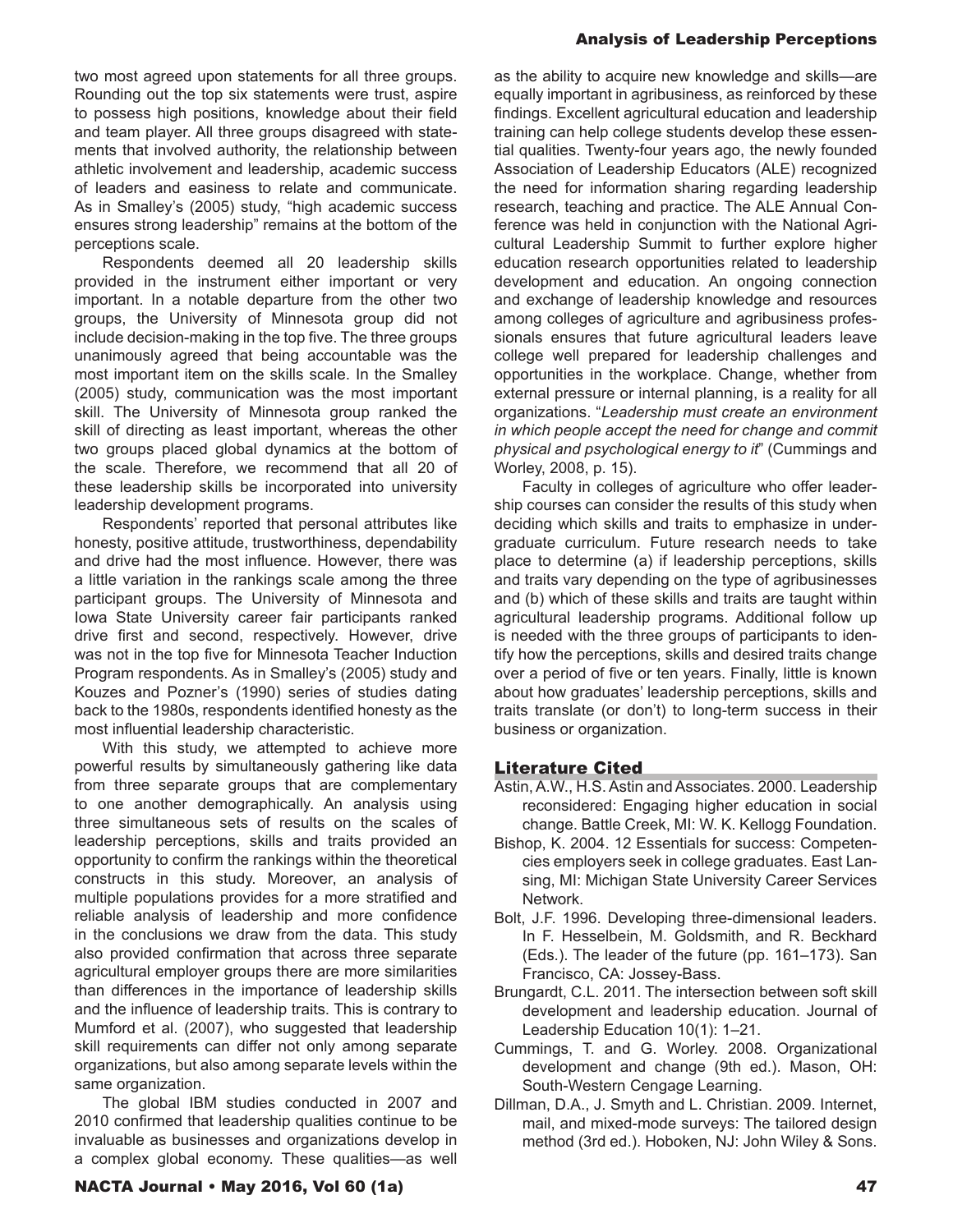two most agreed upon statements for all three groups. Rounding out the top six statements were trust, aspire to possess high positions, knowledge about their field and team player. All three groups disagreed with statements that involved authority, the relationship between athletic involvement and leadership, academic success of leaders and easiness to relate and communicate. As in Smalley's (2005) study, "high academic success ensures strong leadership" remains at the bottom of the perceptions scale.

Respondents deemed all 20 leadership skills provided in the instrument either important or very important. In a notable departure from the other two groups, the University of Minnesota group did not include decision-making in the top five. The three groups unanimously agreed that being accountable was the most important item on the skills scale. In the Smalley (2005) study, communication was the most important skill. The University of Minnesota group ranked the skill of directing as least important, whereas the other two groups placed global dynamics at the bottom of the scale. Therefore, we recommend that all 20 of these leadership skills be incorporated into university leadership development programs.

Respondents' reported that personal attributes like honesty, positive attitude, trustworthiness, dependability and drive had the most influence. However, there was a little variation in the rankings scale among the three participant groups. The University of Minnesota and Iowa State University career fair participants ranked drive first and second, respectively. However, drive was not in the top five for Minnesota Teacher Induction Program respondents. As in Smalley's (2005) study and Kouzes and Pozner's (1990) series of studies dating back to the 1980s, respondents identified honesty as the most influential leadership characteristic.

With this study, we attempted to achieve more powerful results by simultaneously gathering like data from three separate groups that are complementary to one another demographically. An analysis using three simultaneous sets of results on the scales of leadership perceptions, skills and traits provided an opportunity to confirm the rankings within the theoretical constructs in this study. Moreover, an analysis of multiple populations provides for a more stratified and reliable analysis of leadership and more confidence in the conclusions we draw from the data. This study also provided confirmation that across three separate agricultural employer groups there are more similarities than differences in the importance of leadership skills and the influence of leadership traits. This is contrary to Mumford et al. (2007), who suggested that leadership skill requirements can differ not only among separate organizations, but also among separate levels within the same organization.

The global IBM studies conducted in 2007 and 2010 confirmed that leadership qualities continue to be invaluable as businesses and organizations develop in a complex global economy. These qualities—as well as the ability to acquire new knowledge and skills—are equally important in agribusiness, as reinforced by these findings. Excellent agricultural education and leadership training can help college students develop these essential qualities. Twenty-four years ago, the newly founded Association of Leadership Educators (ALE) recognized the need for information sharing regarding leadership research, teaching and practice. The ALE Annual Conference was held in conjunction with the National Agricultural Leadership Summit to further explore higher education research opportunities related to leadership development and education. An ongoing connection and exchange of leadership knowledge and resources among colleges of agriculture and agribusiness professionals ensures that future agricultural leaders leave college well prepared for leadership challenges and opportunities in the workplace. Change, whether from external pressure or internal planning, is a reality for all organizations. "*Leadership must create an environment in which people accept the need for change and commit physical and psychological energy to it*" (Cummings and Worley, 2008, p. 15).

Faculty in colleges of agriculture who offer leadership courses can consider the results of this study when deciding which skills and traits to emphasize in undergraduate curriculum. Future research needs to take place to determine (a) if leadership perceptions, skills and traits vary depending on the type of agribusinesses and (b) which of these skills and traits are taught within agricultural leadership programs. Additional follow up is needed with the three groups of participants to identify how the perceptions, skills and desired traits change over a period of five or ten years. Finally, little is known about how graduates' leadership perceptions, skills and traits translate (or don't) to long-term success in their business or organization.

## Literature Cited

Astin, A.W., H.S. Astin and Associates. 2000. Leadership reconsidered: Engaging higher education in social change. Battle Creek, MI: W. K. Kellogg Foundation.

Bishop, K. 2004. 12 Essentials for success: Competencies employers seek in college graduates. East Lansing, MI: Michigan State University Career Services Network.

Bolt, J.F. 1996. Developing three-dimensional leaders. In F. Hesselbein, M. Goldsmith, and R. Beckhard (Eds.). The leader of the future (pp. 161–173). San Francisco, CA: Jossey-Bass.

Brungardt, C.L. 2011. The intersection between soft skill development and leadership education. Journal of Leadership Education 10(1): 1–21.

Cummings, T. and G. Worley. 2008. Organizational development and change (9th ed.). Mason, OH: South-Western Cengage Learning.

Dillman, D.A., J. Smyth and L. Christian. 2009. Internet, mail, and mixed-mode surveys: The tailored design method (3rd ed.). Hoboken, NJ: John Wiley & Sons.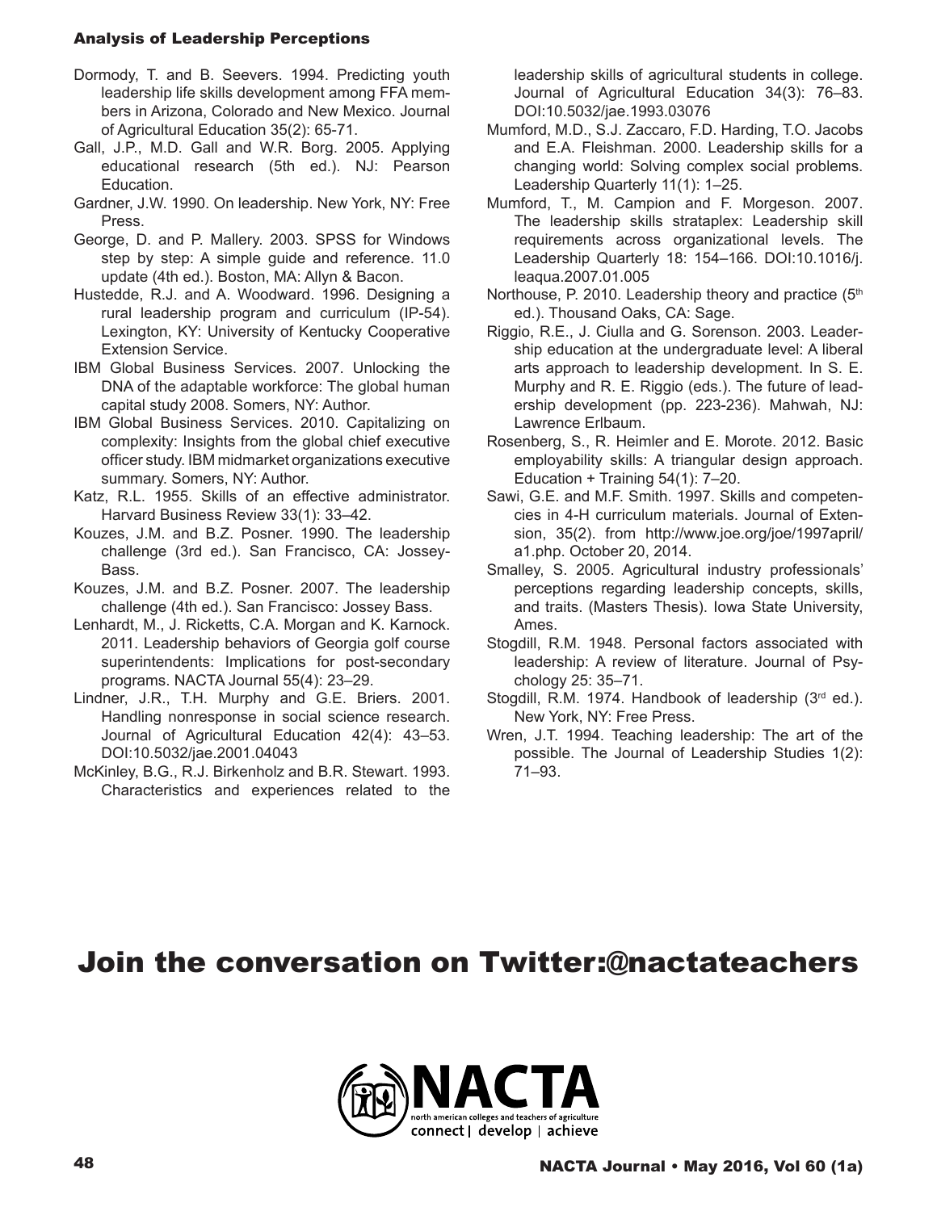Dormody, T. and B. Seevers. 1994. Predicting youth leadership life skills development among FFA members in Arizona, Colorado and New Mexico. Journal of Agricultural Education 35(2): 65-71.

Gall, J.P., M.D. Gall and W.R. Borg. 2005. Applying educational research (5th ed.). NJ: Pearson Education.

Gardner, J.W. 1990. On leadership. New York, NY: Free Press.

George, D. and P. Mallery. 2003. SPSS for Windows step by step: A simple guide and reference. 11.0 update (4th ed.). Boston, MA: Allyn & Bacon.

Hustedde, R.J. and A. Woodward. 1996. Designing a rural leadership program and curriculum (IP-54). Lexington, KY: University of Kentucky Cooperative Extension Service.

IBM Global Business Services. 2007. Unlocking the DNA of the adaptable workforce: The global human capital study 2008. Somers, NY: Author.

IBM Global Business Services. 2010. Capitalizing on complexity: Insights from the global chief executive officer study. IBM midmarket organizations executive summary. Somers, NY: Author.

Katz, R.L. 1955. Skills of an effective administrator. Harvard Business Review 33(1): 33–42.

Kouzes, J.M. and B.Z. Posner. 1990. The leadership challenge (3rd ed.). San Francisco, CA: Jossey-Bass.

Kouzes, J.M. and B.Z. Posner. 2007. The leadership challenge (4th ed.). San Francisco: Jossey Bass.

Lenhardt, M., J. Ricketts, C.A. Morgan and K. Karnock. 2011. Leadership behaviors of Georgia golf course superintendents: Implications for post-secondary programs. NACTA Journal 55(4): 23–29.

Lindner, J.R., T.H. Murphy and G.E. Briers. 2001. Handling nonresponse in social science research. Journal of Agricultural Education 42(4): 43–53. DOI:10.5032/jae.2001.04043

McKinley, B.G., R.J. Birkenholz and B.R. Stewart. 1993. Characteristics and experiences related to the leadership skills of agricultural students in college. Journal of Agricultural Education 34(3): 76–83. DOI:10.5032/jae.1993.03076

Mumford, M.D., S.J. Zaccaro, F.D. Harding, T.O. Jacobs and E.A. Fleishman. 2000. Leadership skills for a changing world: Solving complex social problems. Leadership Quarterly 11(1): 1–25.

Mumford, T., M. Campion and F. Morgeson. 2007. The leadership skills strataplex: Leadership skill requirements across organizational levels. The Leadership Quarterly 18: 154–166. DOI:10.1016/j.leaqua.2007.01.005

Northouse, P. 2010. Leadership theory and practice (5th ed.). Thousand Oaks, CA: Sage.

Riggio, R.E., J. Ciulla and G. Sorenson. 2003. Leadership education at the undergraduate level: A liberal arts approach to leadership development. In S. E. Murphy and R. E. Riggio (eds.). The future of leadership development (pp. 223-236). Mahwah, NJ: Lawrence Erlbaum.

Rosenberg, S., R. Heimler and E. Morote. 2012. Basic employability skills: A triangular design approach. Education + Training 54(1): 7–20.

Sawi, G.E. and M.F. Smith. 1997. Skills and competencies in 4-H curriculum materials. Journal of Extension, 35(2). from http://www.joe.org/joe/1997april/a1.php. October 20, 2014.

Smalley, S. 2005. Agricultural industry professionals' perceptions regarding leadership concepts, skills, and traits. (Masters Thesis). Iowa State University, Ames.

Stogdill, R.M. 1948. Personal factors associated with leadership: A review of literature. Journal of Psychology 25: 35–71.

Stogdill, R.M. 1974. Handbook of leadership (3rd ed.). New York, NY: Free Press.

Wren, J.T. 1994. Teaching leadership: The art of the possible. The Journal of Leadership Studies 1(2): 71–93.

## Join the conversation on Twitter:@nactateachers

NACTA
north american colleges and teachers of agriculture
connect | develop | achieve